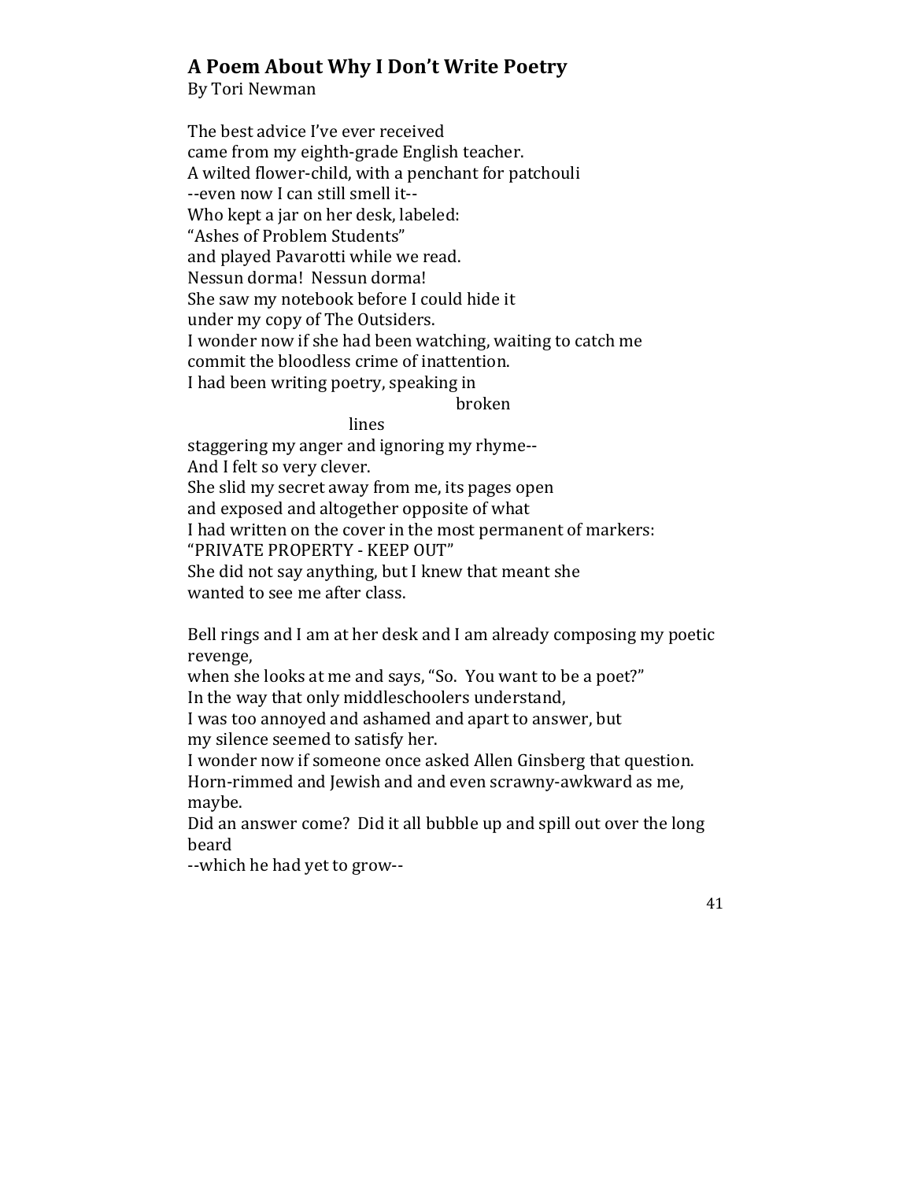## A Poem About Why I Don't Write Poetry

By Tori Newman

The best advice I've ever received  
came from my eighth-grade English teacher.  
A wilted flower-child, with a penchant for patchouli  
--even now I can still smell it--  
Who kept a jar on her desk, labeled:  
"Ashes of Problem Students"  
and played Pavarotti while we read.  
Nessun dorma! Nessun dorma!  
She saw my notebook before I could hide it  
under my copy of The Outsiders.  
I wonder now if she had been watching, waiting to catch me  
commit the bloodless crime of inattention.  
I had been writing poetry, speaking in  
&nbsp;&nbsp;&nbsp;&nbsp;&nbsp;&nbsp;&nbsp;&nbsp;&nbsp;&nbsp;&nbsp;&nbsp;&nbsp;&nbsp;&nbsp;&nbsp;&nbsp;&nbsp;&nbsp;&nbsp;&nbsp;&nbsp;&nbsp;&nbsp;&nbsp;&nbsp;&nbsp;&nbsp;&nbsp;&nbsp;&nbsp;&nbsp;&nbsp;&nbsp;&nbsp;&nbsp;&nbsp;&nbsp;&nbsp;&nbsp;broken  
&nbsp;&nbsp;&nbsp;&nbsp;&nbsp;&nbsp;&nbsp;&nbsp;&nbsp;&nbsp;&nbsp;&nbsp;&nbsp;&nbsp;&nbsp;&nbsp;&nbsp;&nbsp;&nbsp;&nbsp;&nbsp;&nbsp;&nbsp;&nbsp;&nbsp;&nbsp;&nbsp;&nbsp;&nbsp;&nbsp;lines  
staggering my anger and ignoring my rhyme--  
And I felt so very clever.  
She slid my secret away from me, its pages open  
and exposed and altogether opposite of what  
I had written on the cover in the most permanent of markers:  
"PRIVATE PROPERTY - KEEP OUT"  
She did not say anything, but I knew that meant she  
wanted to see me after class.

Bell rings and I am at her desk and I am already composing my poetic revenge,  
when she looks at me and says, "So. You want to be a poet?"  
In the way that only middleschoolers understand,  
I was too annoyed and ashamed and apart to answer, but  
my silence seemed to satisfy her.  
I wonder now if someone once asked Allen Ginsberg that question.  
Horn-rimmed and Jewish and and even scrawny-awkward as me, maybe.  
Did an answer come? Did it all bubble up and spill out over the long beard  
--which he had yet to grow--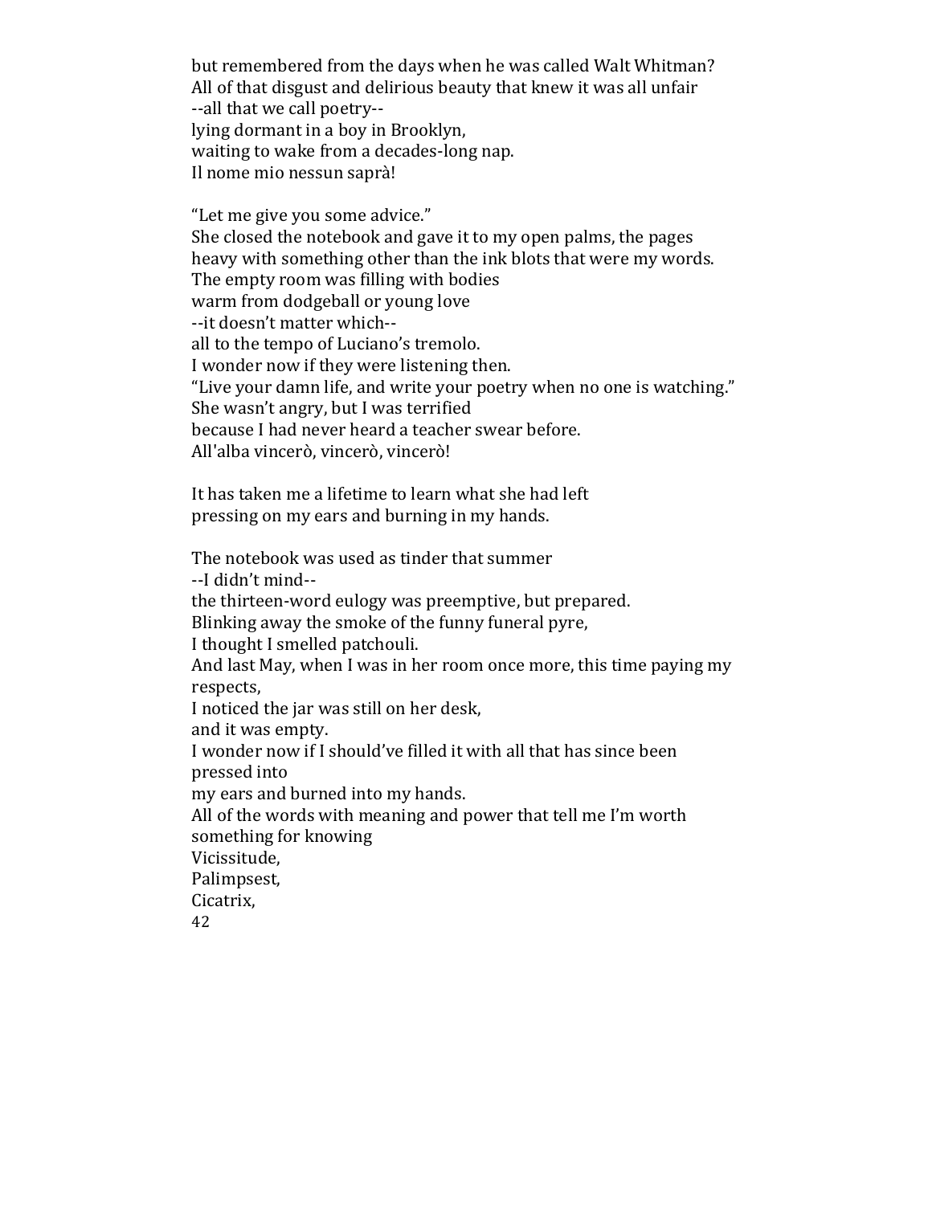but remembered from the days when he was called Walt Whitman?
All of that disgust and delirious beauty that knew it was all unfair
--all that we call poetry--
lying dormant in a boy in Brooklyn,
waiting to wake from a decades-long nap.
Il nome mio nessun saprà!

"Let me give you some advice."
She closed the notebook and gave it to my open palms, the pages
heavy with something other than the ink blots that were my words.
The empty room was filling with bodies
warm from dodgeball or young love
--it doesn't matter which--
all to the tempo of Luciano's tremolo.
I wonder now if they were listening then.
"Live your damn life, and write your poetry when no one is watching."
She wasn't angry, but I was terrified
because I had never heard a teacher swear before.
All'alba vincerò, vincerò, vincerò!

It has taken me a lifetime to learn what she had left
pressing on my ears and burning in my hands.

The notebook was used as tinder that summer
--I didn't mind--
the thirteen-word eulogy was preemptive, but prepared.
Blinking away the smoke of the funny funeral pyre,
I thought I smelled patchouli.
And last May, when I was in her room once more, this time paying my respects,
I noticed the jar was still on her desk,
and it was empty.
I wonder now if I should've filled it with all that has since been pressed into
my ears and burned into my hands.
All of the words with meaning and power that tell me I'm worth something for knowing
Vicissitude,
Palimpsest,
Cicatrix,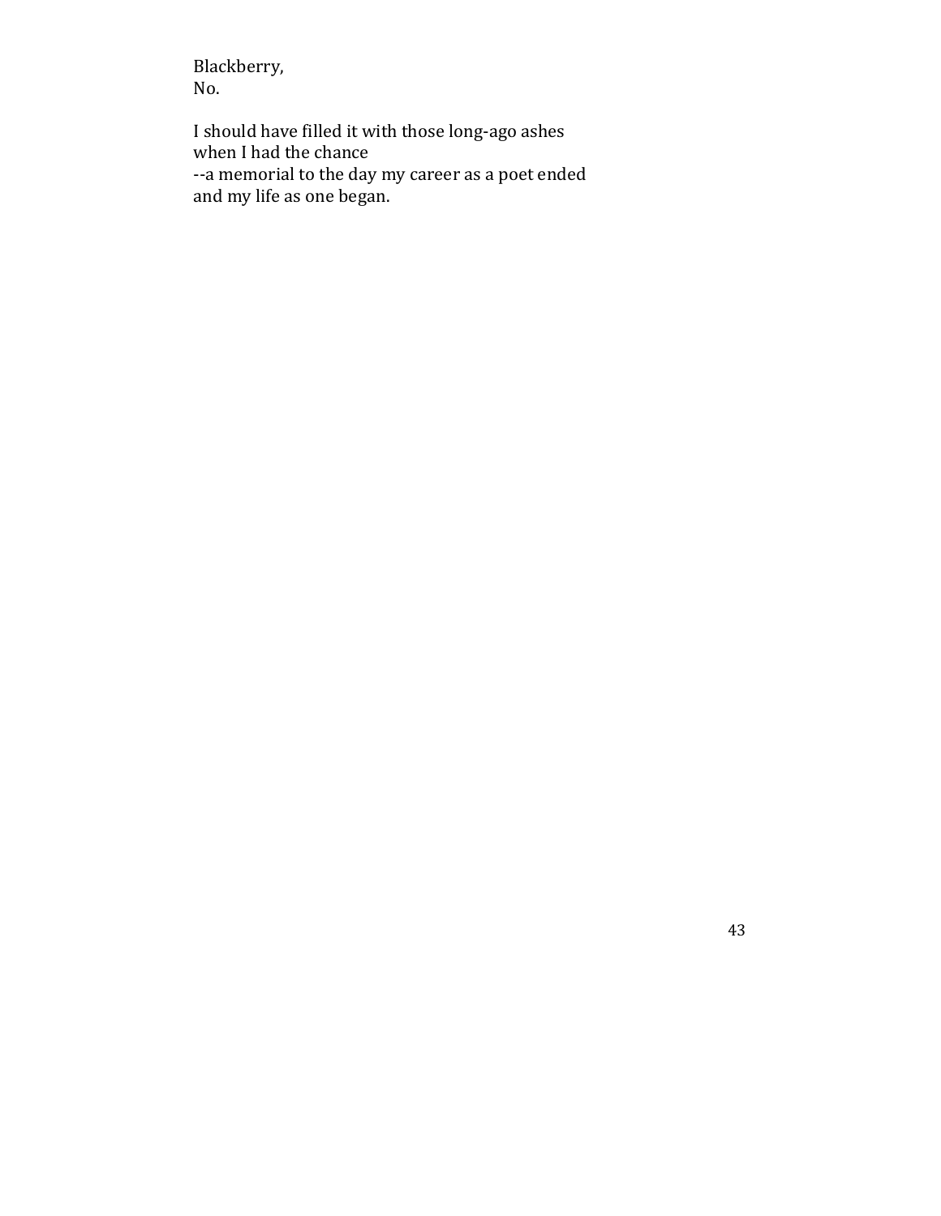Blackberry,  
No.

I should have filled it with those long-ago ashes  
when I had the chance  
--a memorial to the day my career as a poet ended  
and my life as one began.